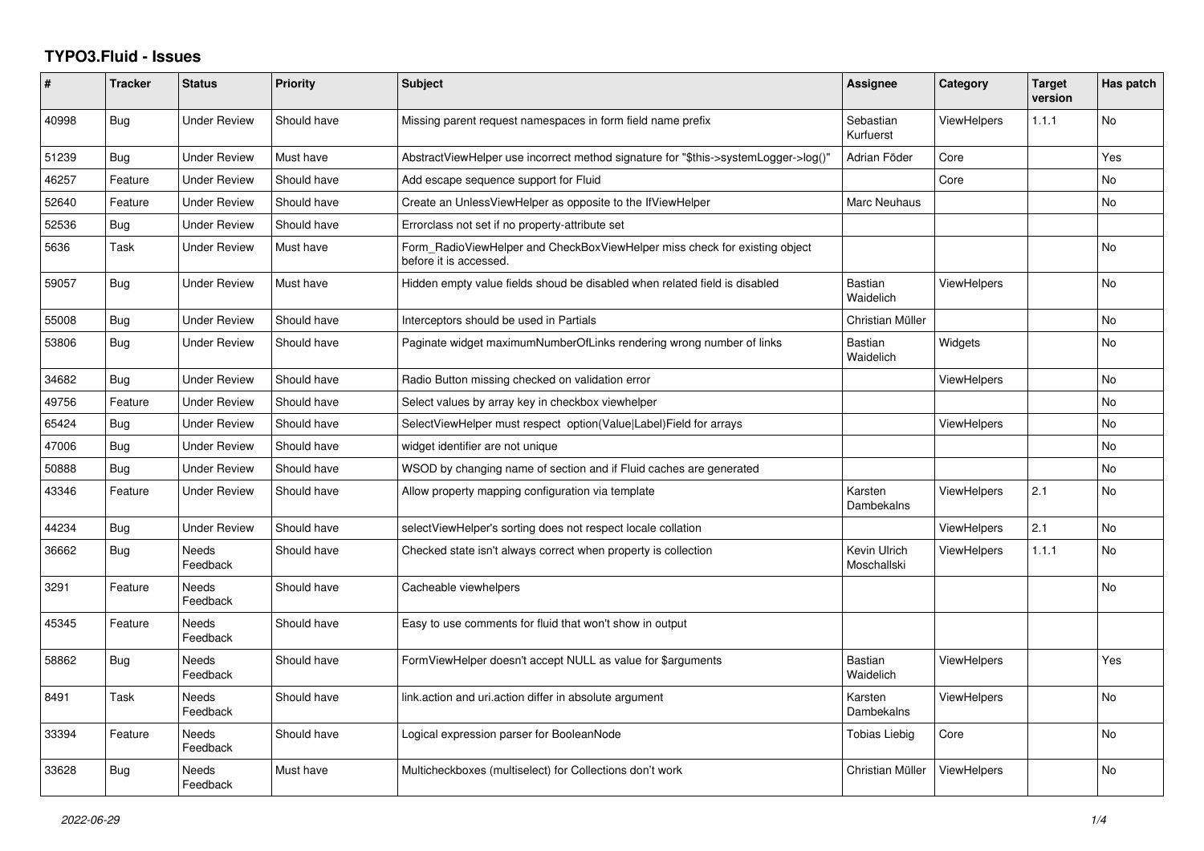# TYPO3.Fluid - Issues

| # | Tracker | Status | Priority | Subject | Assignee | Category | Target version | Has patch |
|---|---|---|---|---|---|---|---|---|
| 40998 | Bug | Under Review | Should have | Missing parent request namespaces in form field name prefix | Sebastian Kurfuerst | ViewHelpers | 1.1.1 | No |
| 51239 | Bug | Under Review | Must have | AbstractViewHelper use incorrect method signature for "$this->systemLogger->log()" | Adrian Föder | Core | | Yes |
| 46257 | Feature | Under Review | Should have | Add escape sequence support for Fluid | | Core | | No |
| 52640 | Feature | Under Review | Should have | Create an UnlessViewHelper as opposite to the IfViewHelper | Marc Neuhaus | | | No |
| 52536 | Bug | Under Review | Should have | Errorclass not set if no property-attribute set | | | | |
| 5636 | Task | Under Review | Must have | Form_RadioViewHelper and CheckBoxViewHelper miss check for existing object before it is accessed. | | | | No |
| 59057 | Bug | Under Review | Must have | Hidden empty value fields shoud be disabled when related field is disabled | Bastian Waidelich | ViewHelpers | | No |
| 55008 | Bug | Under Review | Should have | Interceptors should be used in Partials | Christian Müller | | | No |
| 53806 | Bug | Under Review | Should have | Paginate widget maximumNumberOfLinks rendering wrong number of links | Bastian Waidelich | Widgets | | No |
| 34682 | Bug | Under Review | Should have | Radio Button missing checked on validation error | | ViewHelpers | | No |
| 49756 | Feature | Under Review | Should have | Select values by array key in checkbox viewhelper | | | | No |
| 65424 | Bug | Under Review | Should have | SelectViewHelper must respect option(Value\|Label)Field for arrays | | ViewHelpers | | No |
| 47006 | Bug | Under Review | Should have | widget identifier are not unique | | | | No |
| 50888 | Bug | Under Review | Should have | WSOD by changing name of section and if Fluid caches are generated | | | | No |
| 43346 | Feature | Under Review | Should have | Allow property mapping configuration via template | Karsten Dambekalns | ViewHelpers | 2.1 | No |
| 44234 | Bug | Under Review | Should have | selectViewHelper's sorting does not respect locale collation | | ViewHelpers | 2.1 | No |
| 36662 | Bug | Needs Feedback | Should have | Checked state isn't always correct when property is collection | Kevin Ulrich Moschallski | ViewHelpers | 1.1.1 | No |
| 3291 | Feature | Needs Feedback | Should have | Cacheable viewhelpers | | | | No |
| 45345 | Feature | Needs Feedback | Should have | Easy to use comments for fluid that won't show in output | | | | |
| 58862 | Bug | Needs Feedback | Should have | FormViewHelper doesn't accept NULL as value for $arguments | Bastian Waidelich | ViewHelpers | | Yes |
| 8491 | Task | Needs Feedback | Should have | link.action and uri.action differ in absolute argument | Karsten Dambekalns | ViewHelpers | | No |
| 33394 | Feature | Needs Feedback | Should have | Logical expression parser for BooleanNode | Tobias Liebig | Core | | No |
| 33628 | Bug | Needs Feedback | Must have | Multicheckboxes (multiselect) for Collections don't work | Christian Müller | ViewHelpers | | No |

*2022-06-29*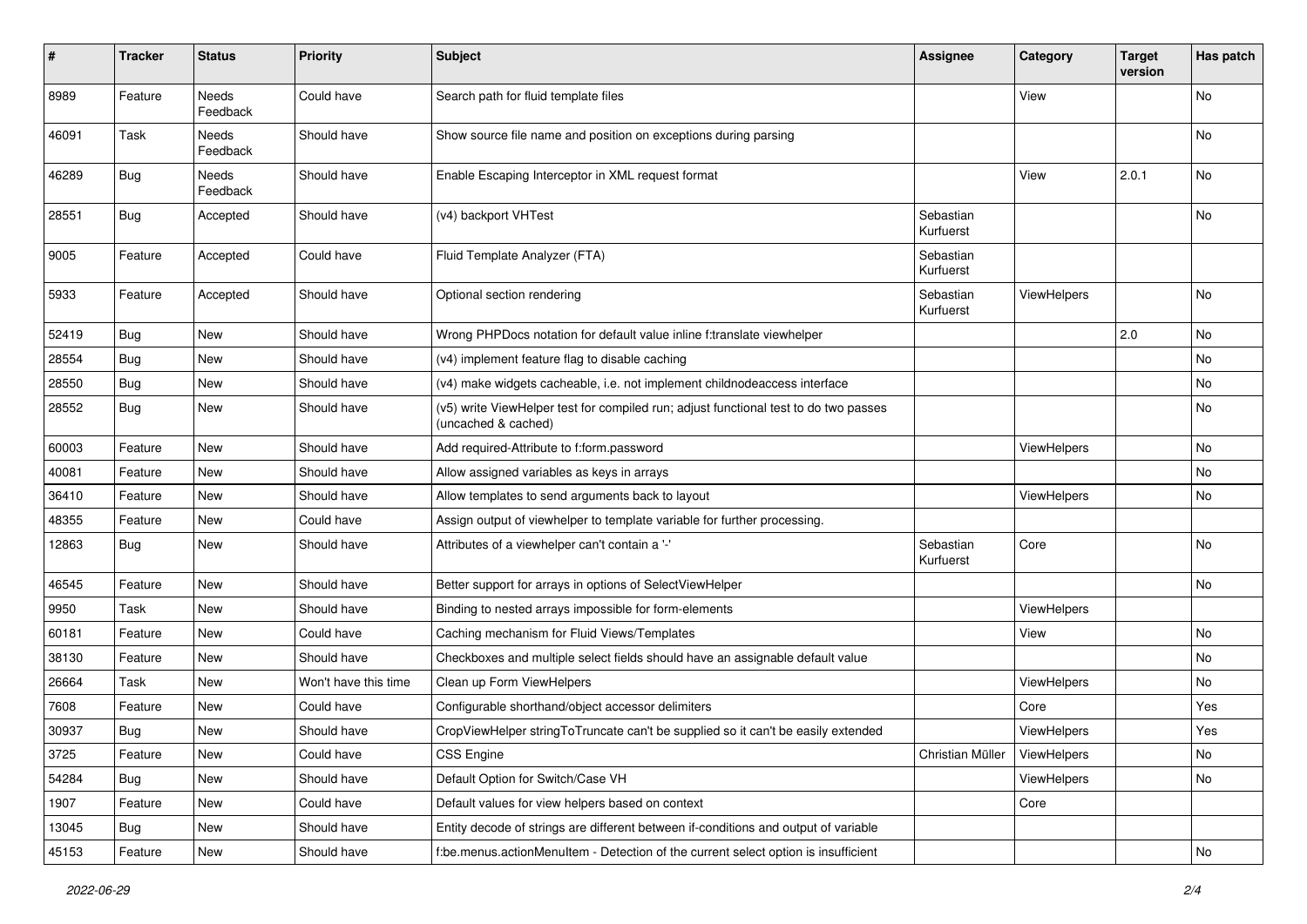| # | Tracker | Status | Priority | Subject | Assignee | Category | Target version | Has patch |
|---|---|---|---|---|---|---|---|---|
| 8989 | Feature | Needs Feedback | Could have | Search path for fluid template files | | View | | No |
| 46091 | Task | Needs Feedback | Should have | Show source file name and position on exceptions during parsing | | | | No |
| 46289 | Bug | Needs Feedback | Should have | Enable Escaping Interceptor in XML request format | | View | 2.0.1 | No |
| 28551 | Bug | Accepted | Should have | (v4) backport VHTest | Sebastian Kurfuerst | | | No |
| 9005 | Feature | Accepted | Could have | Fluid Template Analyzer (FTA) | Sebastian Kurfuerst | | | |
| 5933 | Feature | Accepted | Should have | Optional section rendering | Sebastian Kurfuerst | ViewHelpers | | No |
| 52419 | Bug | New | Should have | Wrong PHPDocs notation for default value inline f:translate viewhelper | | | 2.0 | No |
| 28554 | Bug | New | Should have | (v4) implement feature flag to disable caching | | | | No |
| 28550 | Bug | New | Should have | (v4) make widgets cacheable, i.e. not implement childnodeaccess interface | | | | No |
| 28552 | Bug | New | Should have | (v5) write ViewHelper test for compiled run; adjust functional test to do two passes (uncached & cached) | | | | No |
| 60003 | Feature | New | Should have | Add required-Attribute to f:form.password | | ViewHelpers | | No |
| 40081 | Feature | New | Should have | Allow assigned variables as keys in arrays | | | | No |
| 36410 | Feature | New | Should have | Allow templates to send arguments back to layout | | ViewHelpers | | No |
| 48355 | Feature | New | Could have | Assign output of viewhelper to template variable for further processing. | | | | |
| 12863 | Bug | New | Should have | Attributes of a viewhelper can't contain a '-' | Sebastian Kurfuerst | Core | | No |
| 46545 | Feature | New | Should have | Better support for arrays in options of SelectViewHelper | | | | No |
| 9950 | Task | New | Should have | Binding to nested arrays impossible for form-elements | | ViewHelpers | | |
| 60181 | Feature | New | Could have | Caching mechanism for Fluid Views/Templates | | View | | No |
| 38130 | Feature | New | Should have | Checkboxes and multiple select fields should have an assignable default value | | | | No |
| 26664 | Task | New | Won't have this time | Clean up Form ViewHelpers | | ViewHelpers | | No |
| 7608 | Feature | New | Could have | Configurable shorthand/object accessor delimiters | | Core | | Yes |
| 30937 | Bug | New | Should have | CropViewHelper stringToTruncate can't be supplied so it can't be easily extended | | ViewHelpers | | Yes |
| 3725 | Feature | New | Could have | CSS Engine | Christian Müller | ViewHelpers | | No |
| 54284 | Bug | New | Should have | Default Option for Switch/Case VH | | ViewHelpers | | No |
| 1907 | Feature | New | Could have | Default values for view helpers based on context | | Core | | |
| 13045 | Bug | New | Should have | Entity decode of strings are different between if-conditions and output of variable | | | | |
| 45153 | Feature | New | Should have | f:be.menus.actionMenuItem - Detection of the current select option is insufficient | | | | No |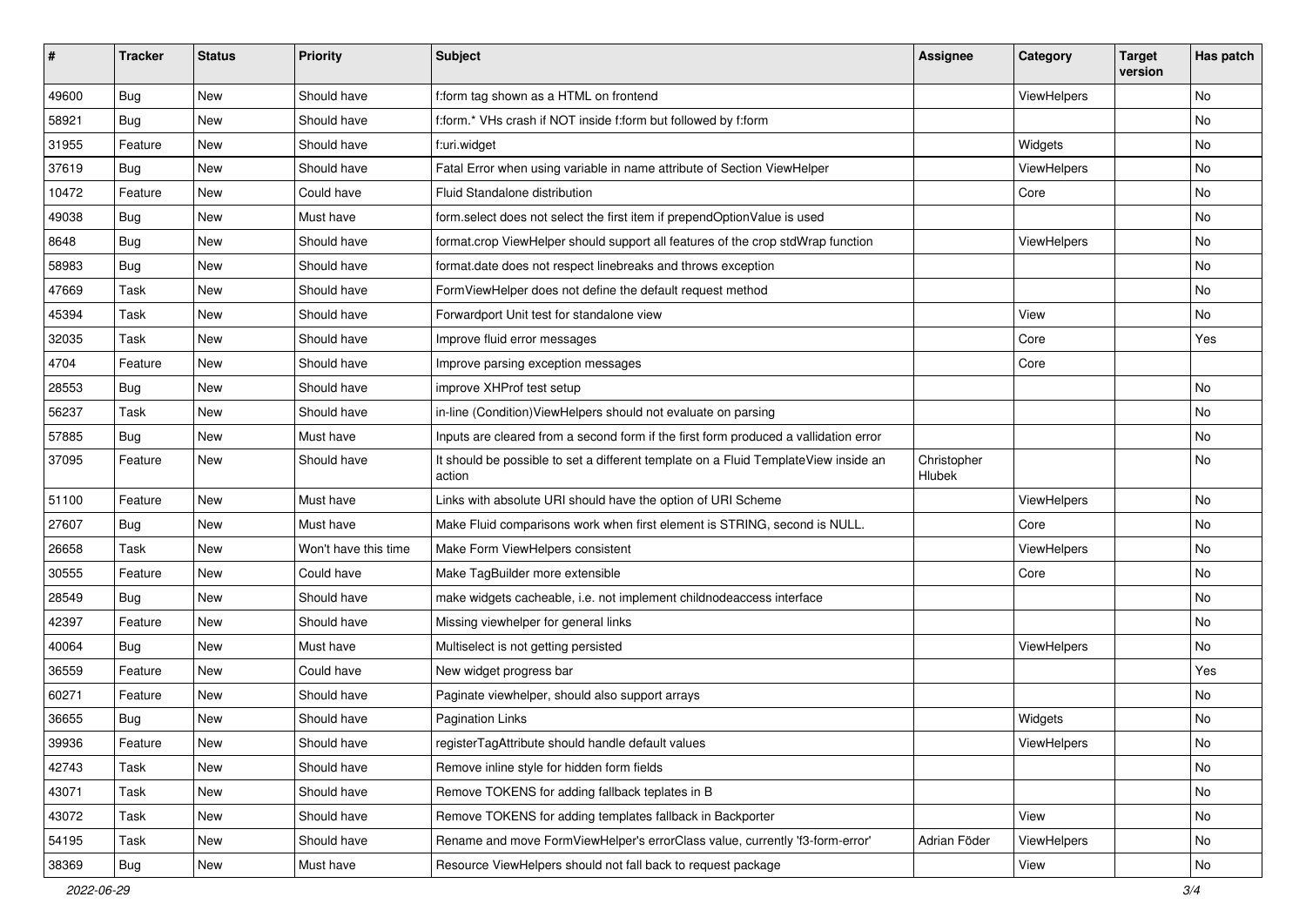| # | Tracker | Status | Priority | Subject | Assignee | Category | Target version | Has patch |
|---|---|---|---|---|---|---|---|---|
| 49600 | Bug | New | Should have | f:form tag shown as a HTML on frontend | | ViewHelpers | | No |
| 58921 | Bug | New | Should have | f:form.* VHs crash if NOT inside f:form but followed by f:form | | | | No |
| 31955 | Feature | New | Should have | f:uri.widget | | Widgets | | No |
| 37619 | Bug | New | Should have | Fatal Error when using variable in name attribute of Section ViewHelper | | ViewHelpers | | No |
| 10472 | Feature | New | Could have | Fluid Standalone distribution | | Core | | No |
| 49038 | Bug | New | Must have | form.select does not select the first item if prependOptionValue is used | | | | No |
| 8648 | Bug | New | Should have | format.crop ViewHelper should support all features of the crop stdWrap function | | ViewHelpers | | No |
| 58983 | Bug | New | Should have | format.date does not respect linebreaks and throws exception | | | | No |
| 47669 | Task | New | Should have | FormViewHelper does not define the default request method | | | | No |
| 45394 | Task | New | Should have | Forwardport Unit test for standalone view | | View | | No |
| 32035 | Task | New | Should have | Improve fluid error messages | | Core | | Yes |
| 4704 | Feature | New | Should have | Improve parsing exception messages | | Core | | |
| 28553 | Bug | New | Should have | improve XHProf test setup | | | | No |
| 56237 | Task | New | Should have | in-line (Condition)ViewHelpers should not evaluate on parsing | | | | No |
| 57885 | Bug | New | Must have | Inputs are cleared from a second form if the first form produced a vallidation error | | | | No |
| 37095 | Feature | New | Should have | It should be possible to set a different template on a Fluid TemplateView inside an action | Christopher Hlubek | | | No |
| 51100 | Feature | New | Must have | Links with absolute URI should have the option of URI Scheme | | ViewHelpers | | No |
| 27607 | Bug | New | Must have | Make Fluid comparisons work when first element is STRING, second is NULL. | | Core | | No |
| 26658 | Task | New | Won't have this time | Make Form ViewHelpers consistent | | ViewHelpers | | No |
| 30555 | Feature | New | Could have | Make TagBuilder more extensible | | Core | | No |
| 28549 | Bug | New | Should have | make widgets cacheable, i.e. not implement childnodeaccess interface | | | | No |
| 42397 | Feature | New | Should have | Missing viewhelper for general links | | | | No |
| 40064 | Bug | New | Must have | Multiselect is not getting persisted | | ViewHelpers | | No |
| 36559 | Feature | New | Could have | New widget progress bar | | | | Yes |
| 60271 | Feature | New | Should have | Paginate viewhelper, should also support arrays | | | | No |
| 36655 | Bug | New | Should have | Pagination Links | | Widgets | | No |
| 39936 | Feature | New | Should have | registerTagAttribute should handle default values | | ViewHelpers | | No |
| 42743 | Task | New | Should have | Remove inline style for hidden form fields | | | | No |
| 43071 | Task | New | Should have | Remove TOKENS for adding fallback teplates in B | | | | No |
| 43072 | Task | New | Should have | Remove TOKENS for adding templates fallback in Backporter | | View | | No |
| 54195 | Task | New | Should have | Rename and move FormViewHelper's errorClass value, currently 'f3-form-error' | Adrian Föder | ViewHelpers | | No |
| 38369 | Bug | New | Must have | Resource ViewHelpers should not fall back to request package | | View | | No |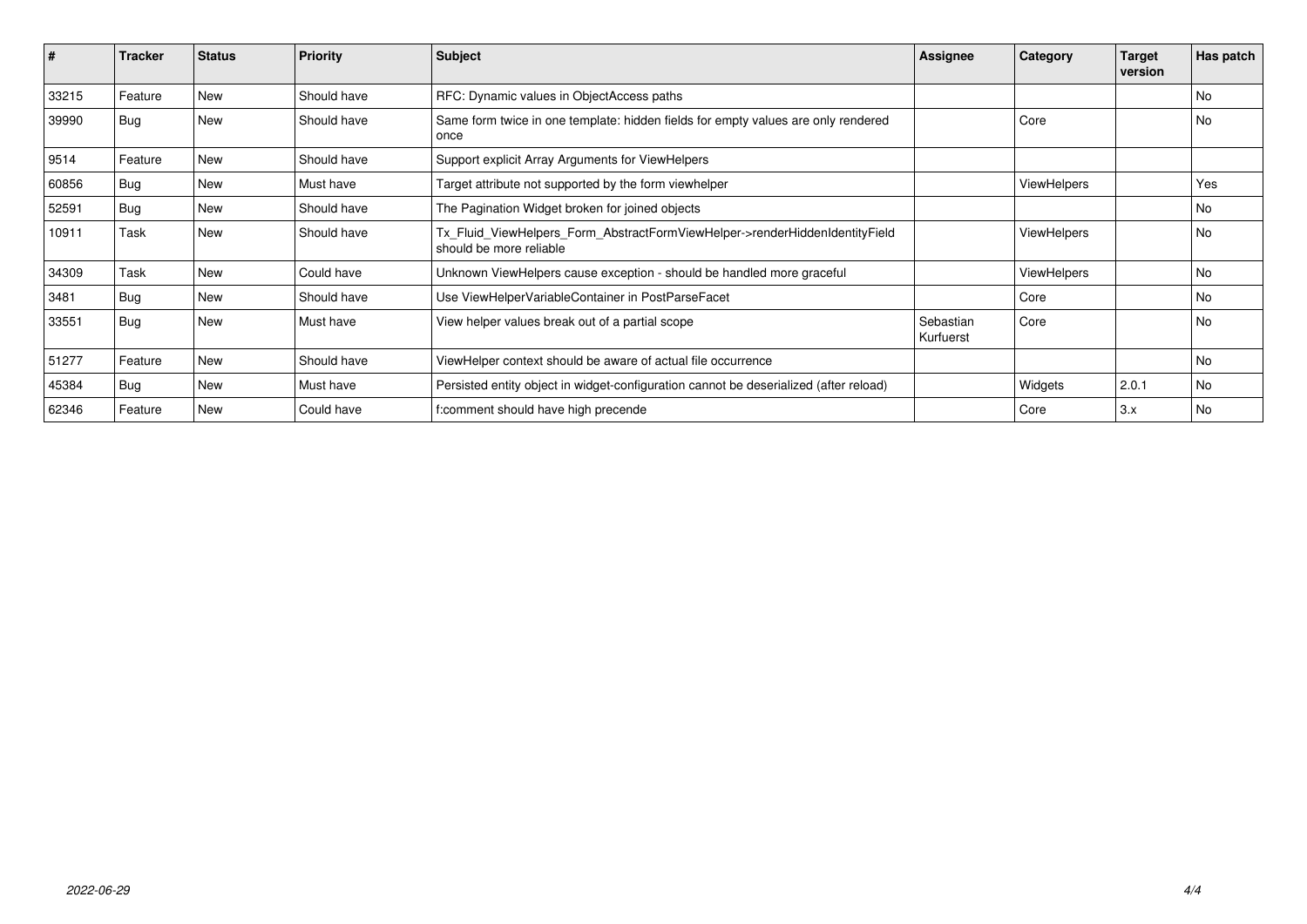| # | Tracker | Status | Priority | Subject | Assignee | Category | Target version | Has patch |
|---|---|---|---|---|---|---|---|---|
| 33215 | Feature | New | Should have | RFC: Dynamic values in ObjectAccess paths | | | | No |
| 39990 | Bug | New | Should have | Same form twice in one template: hidden fields for empty values are only rendered once | | Core | | No |
| 9514 | Feature | New | Should have | Support explicit Array Arguments for ViewHelpers | | | | |
| 60856 | Bug | New | Must have | Target attribute not supported by the form viewhelper | | ViewHelpers | | Yes |
| 52591 | Bug | New | Should have | The Pagination Widget broken for joined objects | | | | No |
| 10911 | Task | New | Should have | Tx_Fluid_ViewHelpers_Form_AbstractFormViewHelper->renderHiddenIdentityField should be more reliable | | ViewHelpers | | No |
| 34309 | Task | New | Could have | Unknown ViewHelpers cause exception - should be handled more graceful | | ViewHelpers | | No |
| 3481 | Bug | New | Should have | Use ViewHelperVariableContainer in PostParseFacet | | Core | | No |
| 33551 | Bug | New | Must have | View helper values break out of a partial scope | Sebastian Kurfuerst | Core | | No |
| 51277 | Feature | New | Should have | ViewHelper context should be aware of actual file occurrence | | | | No |
| 45384 | Bug | New | Must have | Persisted entity object in widget-configuration cannot be deserialized (after reload) | | Widgets | 2.0.1 | No |
| 62346 | Feature | New | Could have | f:comment should have high precende | | Core | 3.x | No |